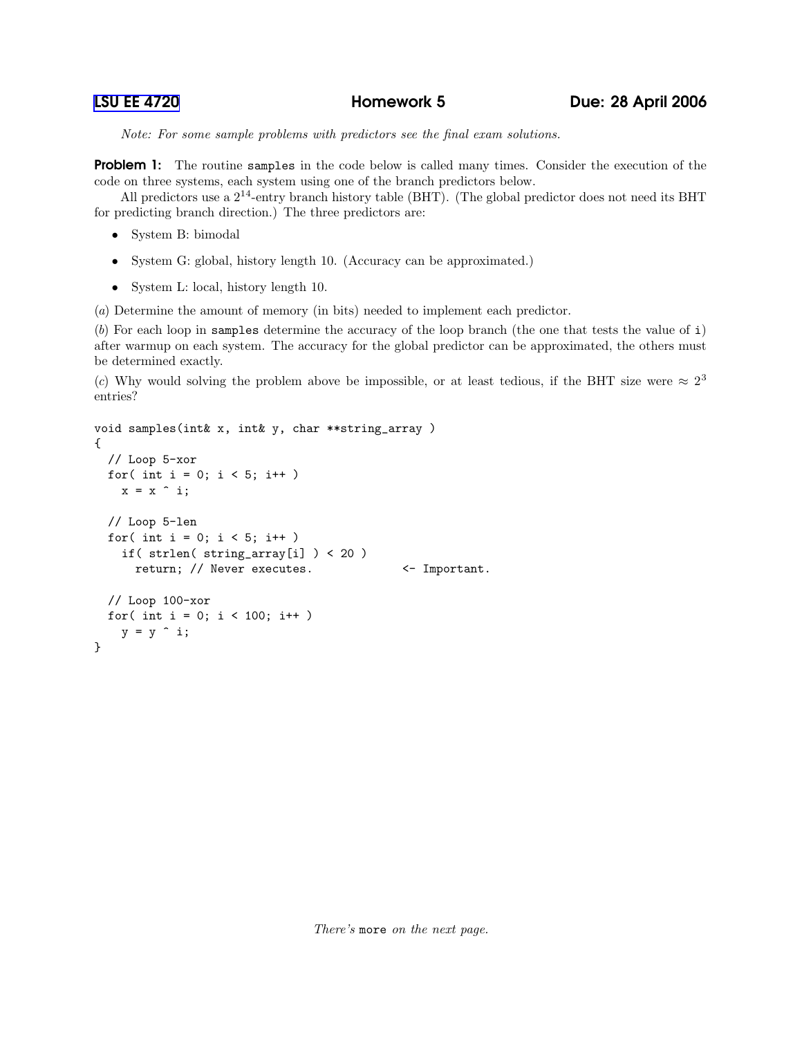## LSU EE 4720 — Homework 5 — Due: 28 April 2006

*Note: For some sample problems with predictors see the final exam solutions.*

**Problem 1:** The routine `samples` in the code below is called many times. Consider the execution of the code on three systems, each system using one of the branch predictors below.

All predictors use a $2^{14}$-entry branch history table (BHT). (The global predictor does not need its BHT for predicting branch direction.) The three predictors are:

- System B: bimodal
- System G: global, history length 10. (Accuracy can be approximated.)
- System L: local, history length 10.

(*a*) Determine the amount of memory (in bits) needed to implement each predictor.

(*b*) For each loop in `samples` determine the accuracy of the loop branch (the one that tests the value of `i`) after warmup on each system. The accuracy for the global predictor can be approximated, the others must be determined exactly.

(*c*) Why would solving the problem above be impossible, or at least tedious, if the BHT size were $\approx 2^3$ entries?

```
void samples(int& x, int& y, char **string_array )
{
  // Loop 5-xor
  for( int i = 0; i < 5; i++ )
    x = x ^ i;

  // Loop 5-len
  for( int i = 0; i < 5; i++ )
    if( strlen( string_array[i] ) < 20 )
      return; // Never executes.            <- Important.

  // Loop 100-xor
  for( int i = 0; i < 100; i++ )
    y = y ^ i;
}
```

*There's* `more` *on the next page.*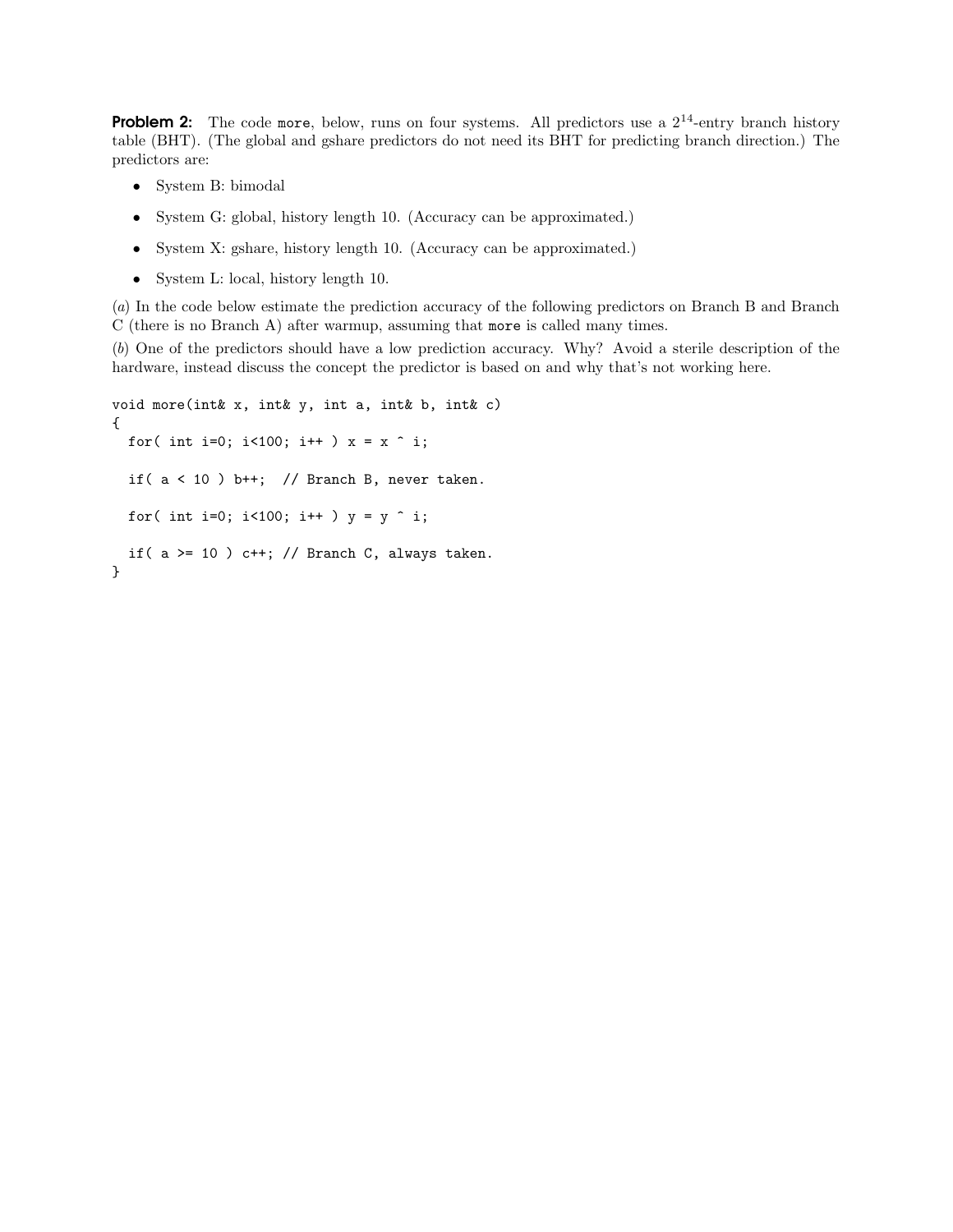**Problem 2:** The code `more`, below, runs on four systems. All predictors use a $2^{14}$-entry branch history table (BHT). (The global and gshare predictors do not need its BHT for predicting branch direction.) The predictors are:

- System B: bimodal
- System G: global, history length 10. (Accuracy can be approximated.)
- System X: gshare, history length 10. (Accuracy can be approximated.)
- System L: local, history length 10.

(*a*) In the code below estimate the prediction accuracy of the following predictors on Branch B and Branch C (there is no Branch A) after warmup, assuming that `more` is called many times.

(*b*) One of the predictors should have a low prediction accuracy. Why? Avoid a sterile description of the hardware, instead discuss the concept the predictor is based on and why that's not working here.

```
void more(int& x, int& y, int a, int& b, int& c)
{
  for( int i=0; i<100; i++ ) x = x ^ i;

  if( a < 10 ) b++;  // Branch B, never taken.

  for( int i=0; i<100; i++ ) y = y ^ i;

  if( a >= 10 ) c++; // Branch C, always taken.
}
```